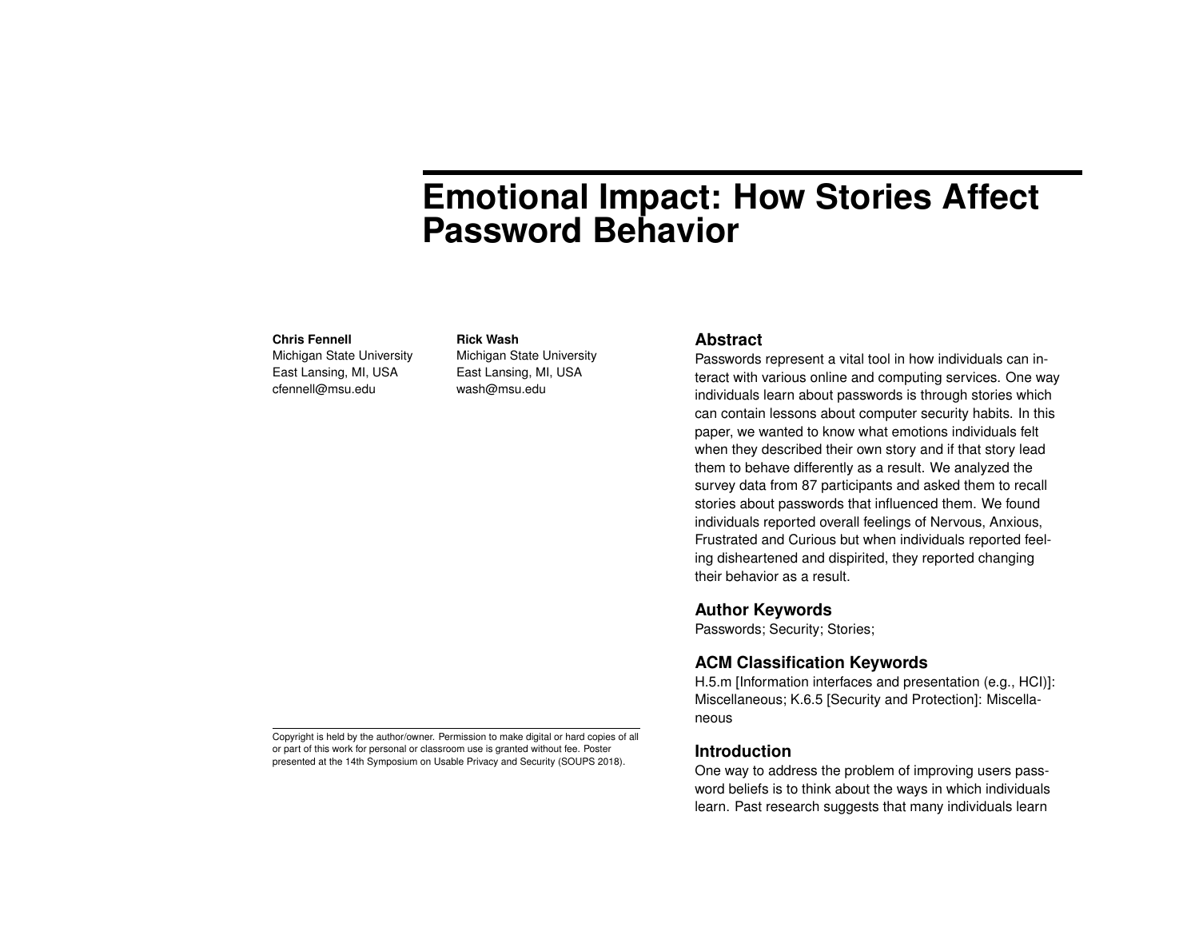# Emotional Impact: How Stories Affect Password Behavior

**Chris Fennell**
Michigan State University
East Lansing, MI, USA
cfennell@msu.edu

**Rick Wash**
Michigan State University
East Lansing, MI, USA
wash@msu.edu

Copyright is held by the author/owner. Permission to make digital or hard copies of all or part of this work for personal or classroom use is granted without fee. Poster presented at the 14th Symposium on Usable Privacy and Security (SOUPS 2018).

## Abstract

Passwords represent a vital tool in how individuals can interact with various online and computing services. One way individuals learn about passwords is through stories which can contain lessons about computer security habits. In this paper, we wanted to know what emotions individuals felt when they described their own story and if that story lead them to behave differently as a result. We analyzed the survey data from 87 participants and asked them to recall stories about passwords that influenced them. We found individuals reported overall feelings of Nervous, Anxious, Frustrated and Curious but when individuals reported feeling disheartened and dispirited, they reported changing their behavior as a result.

## Author Keywords

Passwords; Security; Stories;

## ACM Classification Keywords

H.5.m [Information interfaces and presentation (e.g., HCI)]: Miscellaneous; K.6.5 [Security and Protection]: Miscellaneous

## Introduction

One way to address the problem of improving users password beliefs is to think about the ways in which individuals learn. Past research suggests that many individuals learn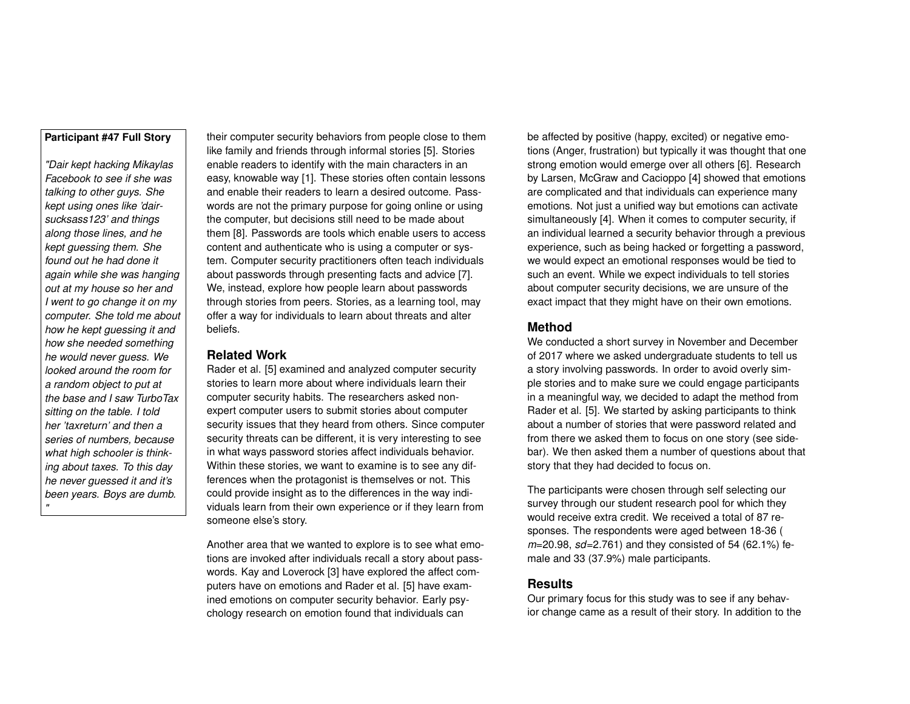**Participant #47 Full Story**

*"Dair kept hacking Mikaylas Facebook to see if she was talking to other guys. She kept using ones like 'dairsucksass123' and things along those lines, and he kept guessing them. She found out he had done it again while she was hanging out at my house so her and I went to go change it on my computer. She told me about how he kept guessing it and how she needed something he would never guess. We looked around the room for a random object to put at the base and I saw TurboTax sitting on the table. I told her 'taxreturn' and then a series of numbers, because what high schooler is thinking about taxes. To this day he never guessed it and it's been years. Boys are dumb. "*

their computer security behaviors from people close to them like family and friends through informal stories [5]. Stories enable readers to identify with the main characters in an easy, knowable way [1]. These stories often contain lessons and enable their readers to learn a desired outcome. Passwords are not the primary purpose for going online or using the computer, but decisions still need to be made about them [8]. Passwords are tools which enable users to access content and authenticate who is using a computer or system. Computer security practitioners often teach individuals about passwords through presenting facts and advice [7]. We, instead, explore how people learn about passwords through stories from peers. Stories, as a learning tool, may offer a way for individuals to learn about threats and alter beliefs.

## Related Work

Rader et al. [5] examined and analyzed computer security stories to learn more about where individuals learn their computer security habits. The researchers asked non-expert computer users to submit stories about computer security issues that they heard from others. Since computer security threats can be different, it is very interesting to see in what ways password stories affect individuals behavior. Within these stories, we want to examine is to see any differences when the protagonist is themselves or not. This could provide insight as to the differences in the way individuals learn from their own experience or if they learn from someone else's story.

Another area that we wanted to explore is to see what emotions are invoked after individuals recall a story about passwords. Kay and Loverock [3] have explored the affect computers have on emotions and Rader et al. [5] have examined emotions on computer security behavior. Early psychology research on emotion found that individuals can be affected by positive (happy, excited) or negative emotions (Anger, frustration) but typically it was thought that one strong emotion would emerge over all others [6]. Research by Larsen, McGraw and Cacioppo [4] showed that emotions are complicated and that individuals can experience many emotions. Not just a unified way but emotions can activate simultaneously [4]. When it comes to computer security, if an individual learned a security behavior through a previous experience, such as being hacked or forgetting a password, we would expect an emotional responses would be tied to such an event. While we expect individuals to tell stories about computer security decisions, we are unsure of the exact impact that they might have on their own emotions.

## Method

We conducted a short survey in November and December of 2017 where we asked undergraduate students to tell us a story involving passwords. In order to avoid overly simple stories and to make sure we could engage participants in a meaningful way, we decided to adapt the method from Rader et al. [5]. We started by asking participants to think about a number of stories that were password related and from there we asked them to focus on one story (see sidebar). We then asked them a number of questions about that story that they had decided to focus on.

The participants were chosen through self selecting our survey through our student research pool for which they would receive extra credit. We received a total of 87 responses. The respondents were aged between 18-36 ( $m$=20.98, $sd$=2.761) and they consisted of 54 (62.1%) female and 33 (37.9%) male participants.

## Results

Our primary focus for this study was to see if any behavior change came as a result of their story. In addition to the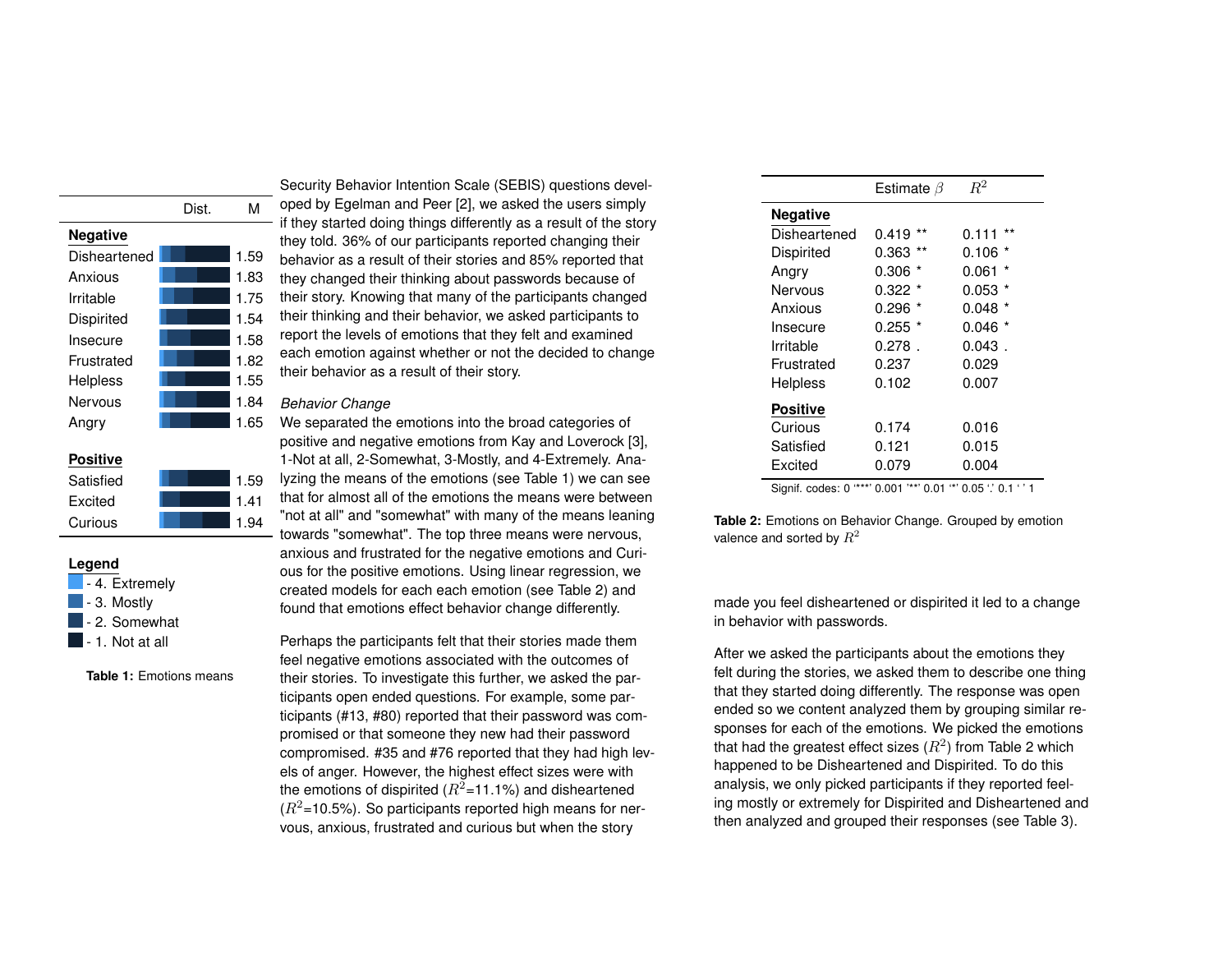| | Dist. | M |
|---|---|---|
| **Negative** | | |
| Disheartened | | 1.59 |
| Anxious | | 1.83 |
| Irritable | | 1.75 |
| Dispirited | | 1.54 |
| Insecure | | 1.58 |
| Frustrated | | 1.82 |
| Helpless | | 1.55 |
| Nervous | | 1.84 |
| Angry | | 1.65 |
| **Positive** | | |
| Satisfied | | 1.59 |
| Excited | | 1.41 |
| Curious | | 1.94 |

**Legend**
- 4. Extremely
- 3. Mostly
- 2. Somewhat
- 1. Not at all

**Table 1:** Emotions means

Security Behavior Intention Scale (SEBIS) questions developed by Egelman and Peer [2], we asked the users simply if they started doing things differently as a result of the story they told. 36% of our participants reported changing their behavior as a result of their stories and 85% reported that they changed their thinking about passwords because of their story. Knowing that many of the participants changed their thinking and their behavior, we asked participants to report the levels of emotions that they felt and examined each emotion against whether or not the decided to change their behavior as a result of their story.

*Behavior Change*
We separated the emotions into the broad categories of positive and negative emotions from Kay and Loverock [3], 1-Not at all, 2-Somewhat, 3-Mostly, and 4-Extremely. Analyzing the means of the emotions (see Table 1) we can see that for almost all of the emotions the means were between "not at all" and "somewhat" with many of the means leaning towards "somewhat". The top three means were nervous, anxious and frustrated for the negative emotions and Curious for the positive emotions. Using linear regression, we created models for each each emotion (see Table 2) and found that emotions effect behavior change differently.

Perhaps the participants felt that their stories made them feel negative emotions associated with the outcomes of their stories. To investigate this further, we asked the participants open ended questions. For example, some participants (#13, #80) reported that their password was compromised or that someone they new had their password compromised. #35 and #76 reported that they had high levels of anger. However, the highest effect sizes were with the emotions of dispirited ($R^2$=11.1%) and disheartened ($R^2$=10.5%). So participants reported high means for nervous, anxious, frustrated and curious but when the story made you feel disheartened or dispirited it led to a change in behavior with passwords.

| | Estimate $\beta$ | $R^2$ |
|---|---|---|
| **Negative** | | |
| Disheartened | 0.419 ** | 0.111 ** |
| Dispirited | 0.363 ** | 0.106 * |
| Angry | 0.306 * | 0.061 * |
| Nervous | 0.322 * | 0.053 * |
| Anxious | 0.296 * | 0.048 * |
| Insecure | 0.255 * | 0.046 * |
| Irritable | 0.278 . | 0.043 . |
| Frustrated | 0.237 | 0.029 |
| Helpless | 0.102 | 0.007 |
| **Positive** | | |
| Curious | 0.174 | 0.016 |
| Satisfied | 0.121 | 0.015 |
| Excited | 0.079 | 0.004 |

Signif. codes: 0 '***' 0.001 '**' 0.01 '*' 0.05 '.' 0.1 ' ' 1

**Table 2:** Emotions on Behavior Change. Grouped by emotion valence and sorted by $R^2$

After we asked the participants about the emotions they felt during the stories, we asked them to describe one thing that they started doing differently. The response was open ended so we content analyzed them by grouping similar responses for each of the emotions. We picked the emotions that had the greatest effect sizes ($R^2$) from Table 2 which happened to be Disheartened and Dispirited. To do this analysis, we only picked participants if they reported feeling mostly or extremely for Dispirited and Disheartened and then analyzed and grouped their responses (see Table 3).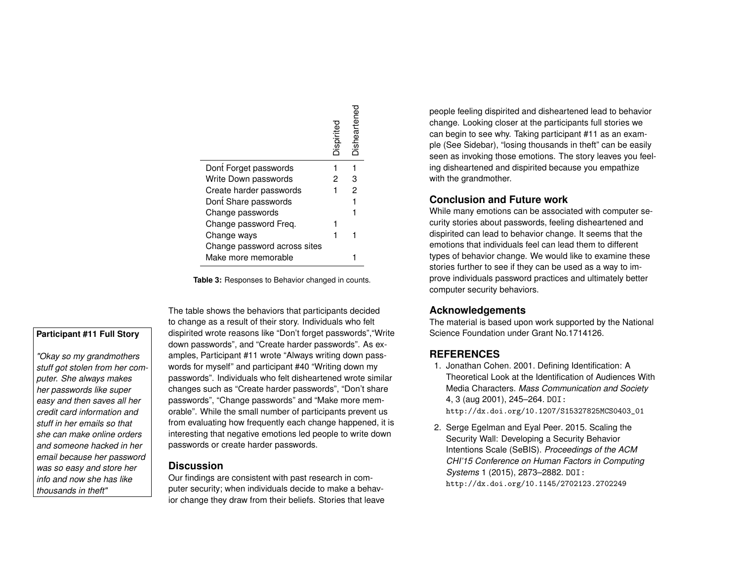| | Dispirited | Disheartened |
|---|---|---|
| Donť Forget passwords | 1 | 1 |
| Write Down passwords | 2 | 3 |
| Create harder passwords | 1 | 2 |
| Donť Share passwords | | 1 |
| Change passwords | | 1 |
| Change password Freq. | 1 | |
| Change ways | 1 | 1 |
| Change password across sites | | |
| Make more memorable | | 1 |

**Table 3:** Responses to Behavior changed in counts.

**Participant #11 Full Story**

*"Okay so my grandmothers stuff got stolen from her computer. She always makes her passwords like super easy and then saves all her credit card information and stuff in her emails so that she can make online orders and someone hacked in her email because her password was so easy and store her info and now she has like thousands in theft"*

The table shows the behaviors that participants decided to change as a result of their story. Individuals who felt dispirited wrote reasons like "Don't forget passwords","Write down passwords", and "Create harder passwords". As examples, Participant #11 wrote "Always writing down passwords for myself" and participant #40 "Writing down my passwords". Individuals who felt disheartened wrote similar changes such as "Create harder passwords", "Don't share passwords", "Change passwords" and "Make more memorable". While the small number of participants prevent us from evaluating how frequently each change happened, it is interesting that negative emotions led people to write down passwords or create harder passwords.

## Discussion

Our findings are consistent with past research in computer security; when individuals decide to make a behavior change they draw from their beliefs. Stories that leave people feeling dispirited and disheartened lead to behavior change. Looking closer at the participants full stories we can begin to see why. Taking participant #11 as an example (See Sidebar), "losing thousands in theft" can be easily seen as invoking those emotions. The story leaves you feeling disheartened and dispirited because you empathize with the grandmother.

## Conclusion and Future work

While many emotions can be associated with computer security stories about passwords, feeling disheartened and dispirited can lead to behavior change. It seems that the emotions that individuals feel can lead them to different types of behavior change. We would like to examine these stories further to see if they can be used as a way to improve individuals password practices and ultimately better computer security behaviors.

## Acknowledgements

The material is based upon work supported by the National Science Foundation under Grant No.1714126.

## REFERENCES

1. Jonathan Cohen. 2001. Defining Identification: A Theoretical Look at the Identification of Audiences With Media Characters. *Mass Communication and Society* 4, 3 (aug 2001), 245–264. DOI: http://dx.doi.org/10.1207/S15327825MCS0403_01
2. Serge Egelman and Eyal Peer. 2015. Scaling the Security Wall: Developing a Security Behavior Intentions Scale (SeBIS). *Proceedings of the ACM CHI'15 Conference on Human Factors in Computing Systems* 1 (2015), 2873–2882. DOI: http://dx.doi.org/10.1145/2702123.2702249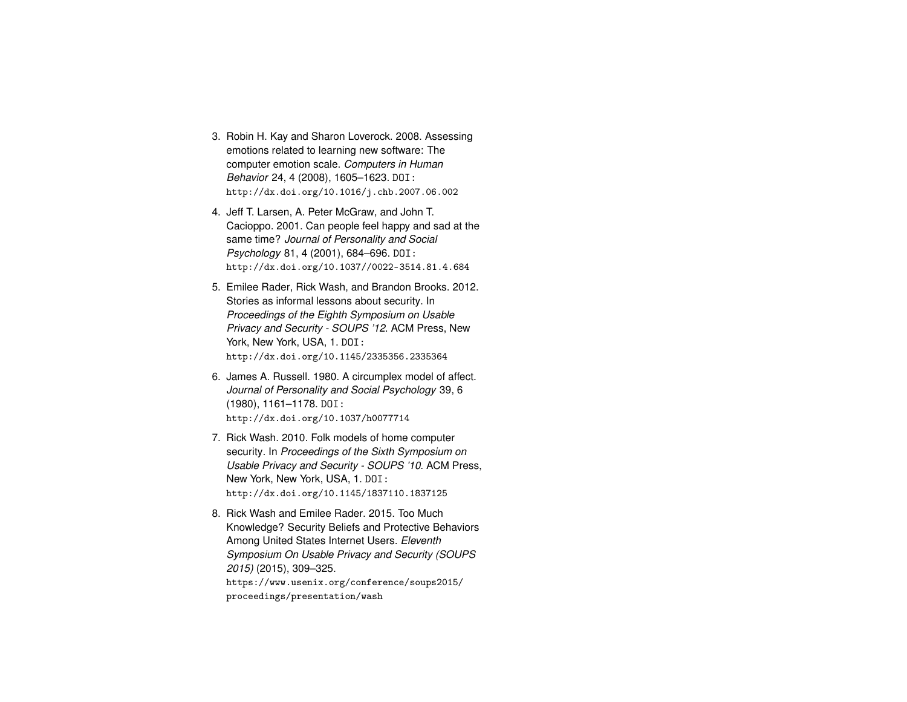3. Robin H. Kay and Sharon Loverock. 2008. Assessing emotions related to learning new software: The computer emotion scale. *Computers in Human Behavior* 24, 4 (2008), 1605–1623. DOI: http://dx.doi.org/10.1016/j.chb.2007.06.002

4. Jeff T. Larsen, A. Peter McGraw, and John T. Cacioppo. 2001. Can people feel happy and sad at the same time? *Journal of Personality and Social Psychology* 81, 4 (2001), 684–696. DOI: http://dx.doi.org/10.1037//0022-3514.81.4.684

5. Emilee Rader, Rick Wash, and Brandon Brooks. 2012. Stories as informal lessons about security. In *Proceedings of the Eighth Symposium on Usable Privacy and Security - SOUPS '12*. ACM Press, New York, New York, USA, 1. DOI: http://dx.doi.org/10.1145/2335356.2335364

6. James A. Russell. 1980. A circumplex model of affect. *Journal of Personality and Social Psychology* 39, 6 (1980), 1161–1178. DOI: http://dx.doi.org/10.1037/h0077714

7. Rick Wash. 2010. Folk models of home computer security. In *Proceedings of the Sixth Symposium on Usable Privacy and Security - SOUPS '10*. ACM Press, New York, New York, USA, 1. DOI: http://dx.doi.org/10.1145/1837110.1837125

8. Rick Wash and Emilee Rader. 2015. Too Much Knowledge? Security Beliefs and Protective Behaviors Among United States Internet Users. *Eleventh Symposium On Usable Privacy and Security (SOUPS 2015)* (2015), 309–325. https://www.usenix.org/conference/soups2015/proceedings/presentation/wash